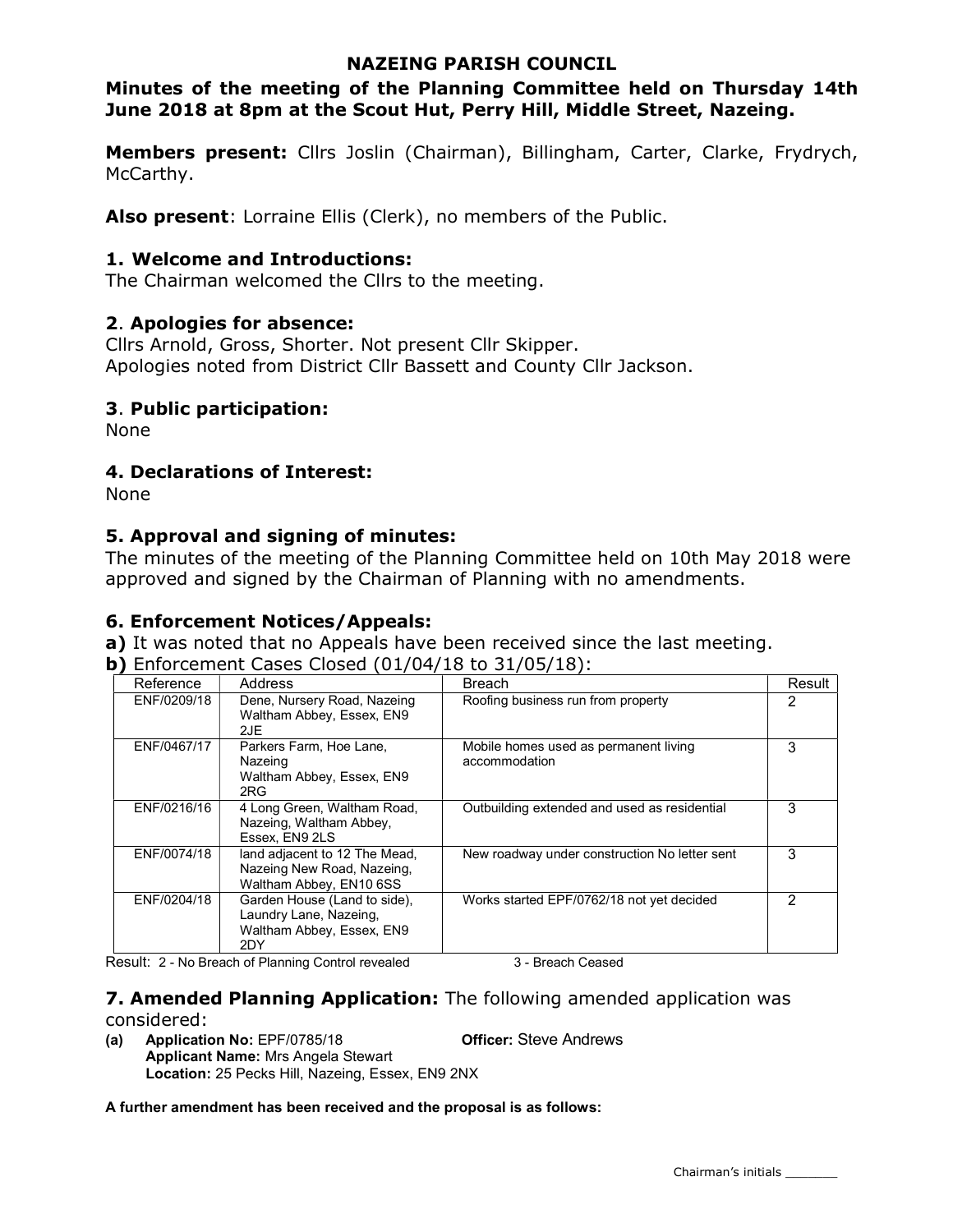# NAZEING PARISH COUNCIL

## Minutes of the meeting of the Planning Committee held on Thursday 14th June 2018 at 8pm at the Scout Hut, Perry Hill, Middle Street, Nazeing.

**Members present:** Cllrs Joslin (Chairman), Billingham, Carter, Clarke, Frydrych, McCarthy.

**Also present**: Lorraine Ellis (Clerk), no members of the Public.

### 1. Welcome and Introductions:

The Chairman welcomed the Cllrs to the meeting.

### 2. Apologies for absence:

Cllrs Arnold, Gross, Shorter. Not present Cllr Skipper.
Apologies noted from District Cllr Bassett and County Cllr Jackson.

### 3. Public participation:

None

### 4. Declarations of Interest:

None

### 5. Approval and signing of minutes:

The minutes of the meeting of the Planning Committee held on 10th May 2018 were approved and signed by the Chairman of Planning with no amendments.

### 6. Enforcement Notices/Appeals:

**a)** It was noted that no Appeals have been received since the last meeting.

**b)** Enforcement Cases Closed (01/04/18 to 31/05/18):

| Reference | Address | Breach | Result |
|---|---|---|---|
| ENF/0209/18 | Dene, Nursery Road, Nazeing Waltham Abbey, Essex, EN9 2JE | Roofing business run from property | 2 |
| ENF/0467/17 | Parkers Farm, Hoe Lane, Nazeing Waltham Abbey, Essex, EN9 2RG | Mobile homes used as permanent living accommodation | 3 |
| ENF/0216/16 | 4 Long Green, Waltham Road, Nazeing, Waltham Abbey, Essex, EN9 2LS | Outbuilding extended and used as residential | 3 |
| ENF/0074/18 | land adjacent to 12 The Mead, Nazeing New Road, Nazeing, Waltham Abbey, EN10 6SS | New roadway under construction No letter sent | 3 |
| ENF/0204/18 | Garden House (Land to side), Laundry Lane, Nazeing, Waltham Abbey, Essex, EN9 2DY | Works started EPF/0762/18 not yet decided | 2 |

Result: 2 - No Breach of Planning Control revealed 3 - Breach Ceased

### 7. Amended Planning Application: The following amended application was considered:

**(a) Application No:** EPF/0785/18 **Officer:** Steve Andrews
**Applicant Name:** Mrs Angela Stewart
**Location:** 25 Pecks Hill, Nazeing, Essex, EN9 2NX

**A further amendment has been received and the proposal is as follows:**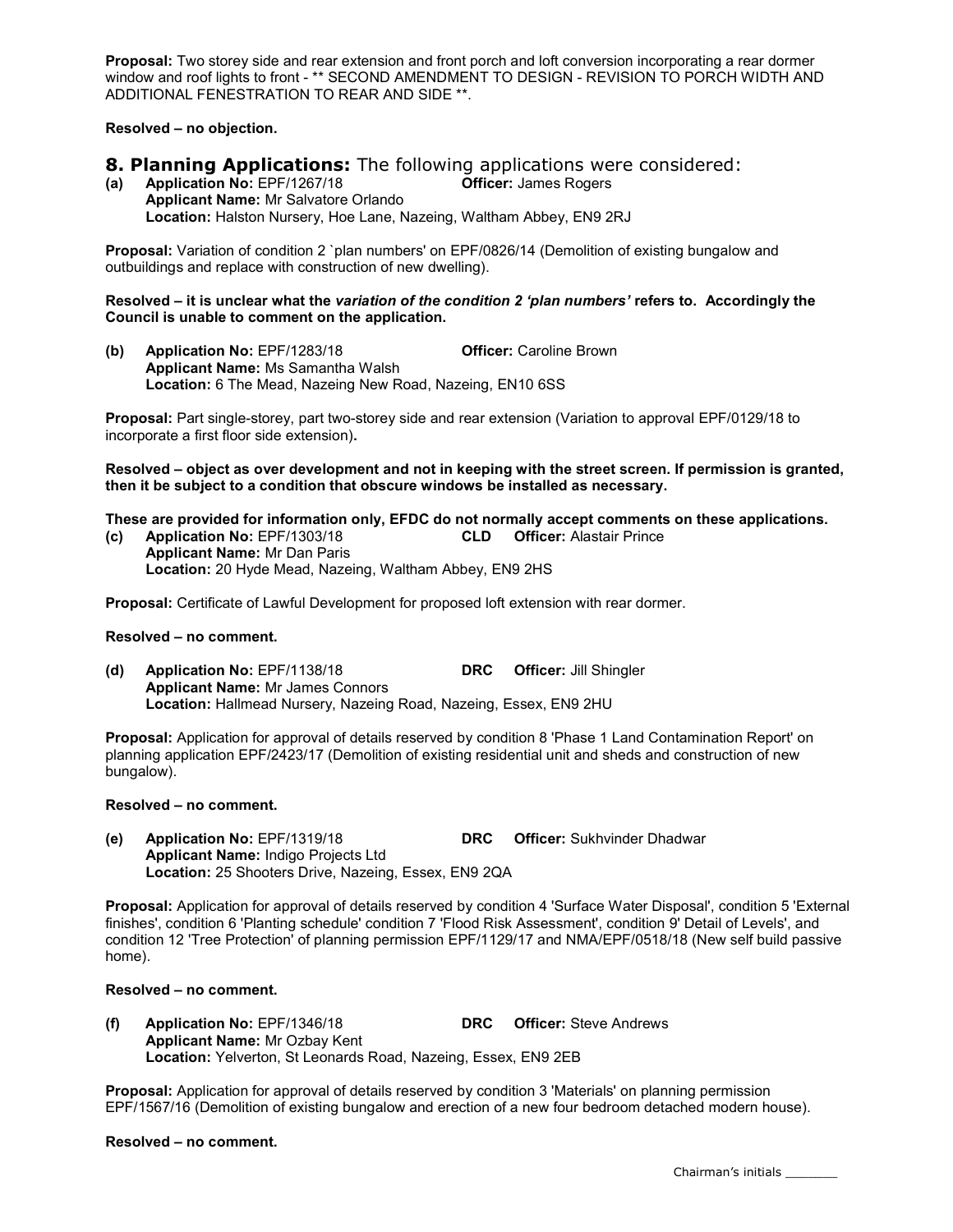**Proposal:** Two storey side and rear extension and front porch and loft conversion incorporating a rear dormer window and roof lights to front - ** SECOND AMENDMENT TO DESIGN - REVISION TO PORCH WIDTH AND ADDITIONAL FENESTRATION TO REAR AND SIDE **.

**Resolved – no objection.**

## 8. Planning Applications: The following applications were considered:

**(a) Application No:** EPF/1267/18 **Officer:** James Rogers
**Applicant Name:** Mr Salvatore Orlando
**Location:** Halston Nursery, Hoe Lane, Nazeing, Waltham Abbey, EN9 2RJ

**Proposal:** Variation of condition 2 `plan numbers' on EPF/0826/14 (Demolition of existing bungalow and outbuildings and replace with construction of new dwelling).

**Resolved – it is unclear what the *variation of the condition 2 'plan numbers'* refers to. Accordingly the Council is unable to comment on the application.**

**(b) Application No:** EPF/1283/18 **Officer:** Caroline Brown
**Applicant Name:** Ms Samantha Walsh
**Location:** 6 The Mead, Nazeing New Road, Nazeing, EN10 6SS

**Proposal:** Part single-storey, part two-storey side and rear extension (Variation to approval EPF/0129/18 to incorporate a first floor side extension).

**Resolved – object as over development and not in keeping with the street screen. If permission is granted, then it be subject to a condition that obscure windows be installed as necessary.**

**These are provided for information only, EFDC do not normally accept comments on these applications.**

**(c) Application No:** EPF/1303/18 **CLD** **Officer:** Alastair Prince
**Applicant Name:** Mr Dan Paris
**Location:** 20 Hyde Mead, Nazeing, Waltham Abbey, EN9 2HS

**Proposal:** Certificate of Lawful Development for proposed loft extension with rear dormer.

**Resolved – no comment.**

**(d) Application No:** EPF/1138/18 **DRC** **Officer:** Jill Shingler
**Applicant Name:** Mr James Connors
**Location:** Hallmead Nursery, Nazeing Road, Nazeing, Essex, EN9 2HU

**Proposal:** Application for approval of details reserved by condition 8 'Phase 1 Land Contamination Report' on planning application EPF/2423/17 (Demolition of existing residential unit and sheds and construction of new bungalow).

**Resolved – no comment.**

**(e) Application No:** EPF/1319/18 **DRC** **Officer:** Sukhvinder Dhadwar
**Applicant Name:** Indigo Projects Ltd
**Location:** 25 Shooters Drive, Nazeing, Essex, EN9 2QA

**Proposal:** Application for approval of details reserved by condition 4 'Surface Water Disposal', condition 5 'External finishes', condition 6 'Planting schedule' condition 7 'Flood Risk Assessment', condition 9' Detail of Levels', and condition 12 'Tree Protection' of planning permission EPF/1129/17 and NMA/EPF/0518/18 (New self build passive home).

**Resolved – no comment.**

**(f) Application No:** EPF/1346/18 **DRC** **Officer:** Steve Andrews
**Applicant Name:** Mr Ozbay Kent
**Location:** Yelverton, St Leonards Road, Nazeing, Essex, EN9 2EB

**Proposal:** Application for approval of details reserved by condition 3 'Materials' on planning permission EPF/1567/16 (Demolition of existing bungalow and erection of a new four bedroom detached modern house).

**Resolved – no comment.**

Chairman's initials ________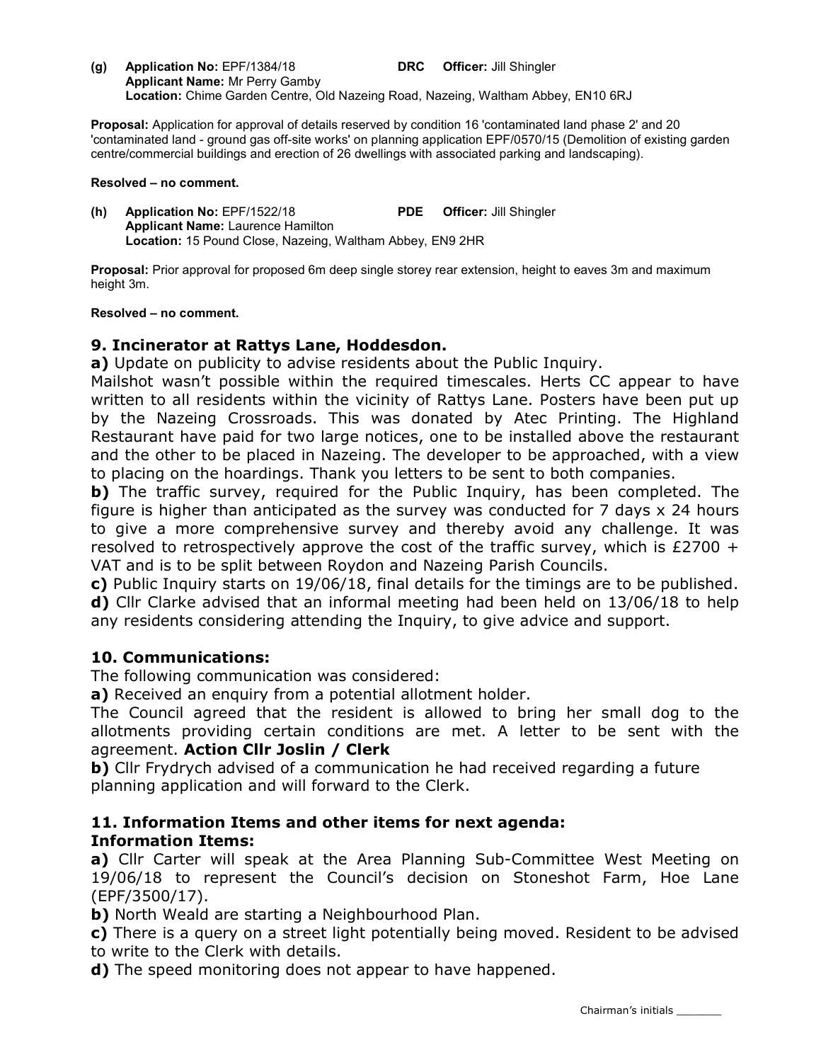**(g) Application No:** EPF/1384/18 **DRC Officer:** Jill Shingler
**Applicant Name:** Mr Perry Gamby
**Location:** Chime Garden Centre, Old Nazeing Road, Nazeing, Waltham Abbey, EN10 6RJ

**Proposal:** Application for approval of details reserved by condition 16 'contaminated land phase 2' and 20 'contaminated land - ground gas off-site works' on planning application EPF/0570/15 (Demolition of existing garden centre/commercial buildings and erection of 26 dwellings with associated parking and landscaping).

**Resolved – no comment.**

**(h) Application No:** EPF/1522/18 **PDE Officer:** Jill Shingler
**Applicant Name:** Laurence Hamilton
**Location:** 15 Pound Close, Nazeing, Waltham Abbey, EN9 2HR

**Proposal:** Prior approval for proposed 6m deep single storey rear extension, height to eaves 3m and maximum height 3m.

**Resolved – no comment.**

## 9. Incinerator at Rattys Lane, Hoddesdon.

**a)** Update on publicity to advise residents about the Public Inquiry.
Mailshot wasn't possible within the required timescales. Herts CC appear to have written to all residents within the vicinity of Rattys Lane. Posters have been put up by the Nazeing Crossroads. This was donated by Atec Printing. The Highland Restaurant have paid for two large notices, one to be installed above the restaurant and the other to be placed in Nazeing. The developer to be approached, with a view to placing on the hoardings. Thank you letters to be sent to both companies.
**b)** The traffic survey, required for the Public Inquiry, has been completed. The figure is higher than anticipated as the survey was conducted for 7 days x 24 hours to give a more comprehensive survey and thereby avoid any challenge. It was resolved to retrospectively approve the cost of the traffic survey, which is £2700 + VAT and is to be split between Roydon and Nazeing Parish Councils.
**c)** Public Inquiry starts on 19/06/18, final details for the timings are to be published.
**d)** Cllr Clarke advised that an informal meeting had been held on 13/06/18 to help any residents considering attending the Inquiry, to give advice and support.

## 10. Communications:

The following communication was considered:
**a)** Received an enquiry from a potential allotment holder.
The Council agreed that the resident is allowed to bring her small dog to the allotments providing certain conditions are met. A letter to be sent with the agreement. **Action Cllr Joslin / Clerk**
**b)** Cllr Frydrych advised of a communication he had received regarding a future planning application and will forward to the Clerk.

## 11. Information Items and other items for next agenda:

**Information Items:**
**a)** Cllr Carter will speak at the Area Planning Sub-Committee West Meeting on 19/06/18 to represent the Council's decision on Stoneshot Farm, Hoe Lane (EPF/3500/17).
**b)** North Weald are starting a Neighbourhood Plan.
**c)** There is a query on a street light potentially being moved. Resident to be advised to write to the Clerk with details.
**d)** The speed monitoring does not appear to have happened.

Chairman's initials _______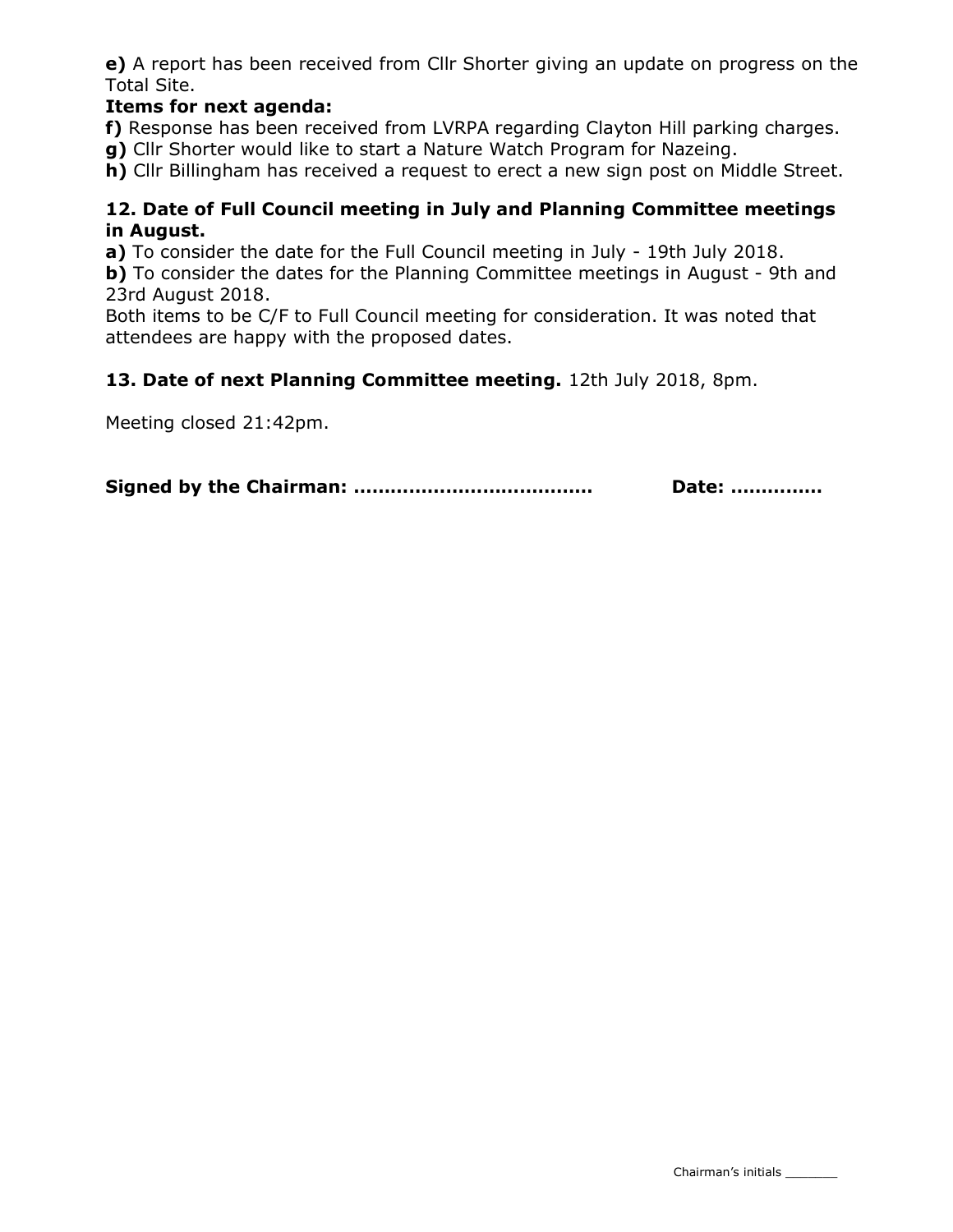**e)** A report has been received from Cllr Shorter giving an update on progress on the Total Site.

**Items for next agenda:**

**f)** Response has been received from LVRPA regarding Clayton Hill parking charges.
**g)** Cllr Shorter would like to start a Nature Watch Program for Nazeing.
**h)** Cllr Billingham has received a request to erect a new sign post on Middle Street.

**12. Date of Full Council meeting in July and Planning Committee meetings in August.**

**a)** To consider the date for the Full Council meeting in July - 19th July 2018.
**b)** To consider the dates for the Planning Committee meetings in August - 9th and 23rd August 2018.
Both items to be C/F to Full Council meeting for consideration. It was noted that attendees are happy with the proposed dates.

**13. Date of next Planning Committee meeting.** 12th July 2018, 8pm.

Meeting closed 21:42pm.

**Signed by the Chairman: ……………………………… Date: …………..**

Chairman's initials _______